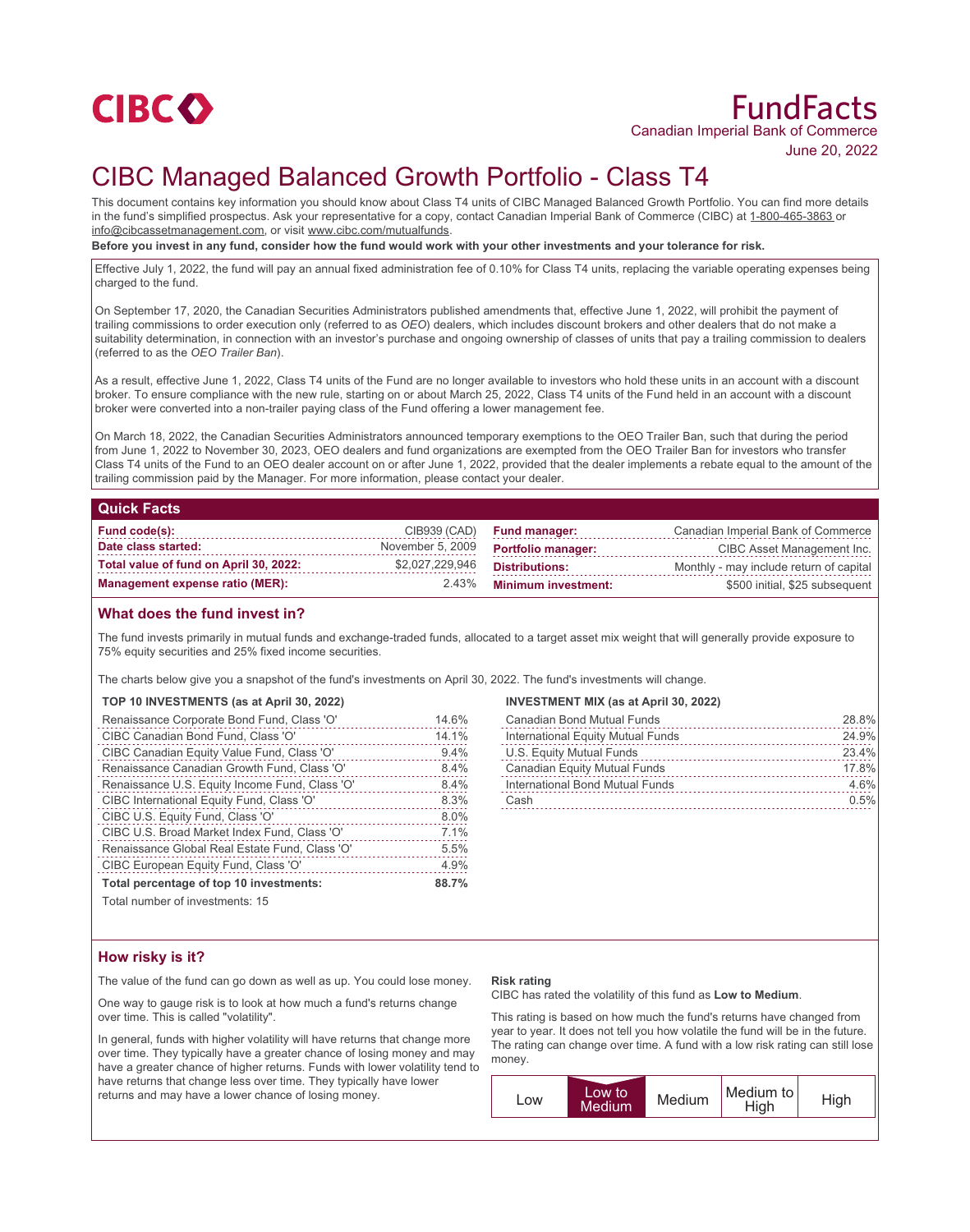CIBC

# FundFacts

Canadian Imperial Bank of Commerce

June 20, 2022

# CIBC Managed Balanced Growth Portfolio - Class T4

This document contains key information you should know about Class T4 units of CIBC Managed Balanced Growth Portfolio. You can find more details in the fund's simplified prospectus. Ask your representative for a copy, contact Canadian Imperial Bank of Commerce (CIBC) at 1-800-465-3863 or info@cibcassetmanagement.com, or visit www.cibc.com/mutualfunds.

**Before you invest in any fund, consider how the fund would work with your other investments and your tolerance for risk.**

Effective July 1, 2022, the fund will pay an annual fixed administration fee of 0.10% for Class T4 units, replacing the variable operating expenses being charged to the fund.

On September 17, 2020, the Canadian Securities Administrators published amendments that, effective June 1, 2022, will prohibit the payment of trailing commissions to order execution only (referred to as *OEO*) dealers, which includes discount brokers and other dealers that do not make a suitability determination, in connection with an investor's purchase and ongoing ownership of classes of units that pay a trailing commission to dealers (referred to as the *OEO Trailer Ban*).

As a result, effective June 1, 2022, Class T4 units of the Fund are no longer available to investors who hold these units in an account with a discount broker. To ensure compliance with the new rule, starting on or about March 25, 2022, Class T4 units of the Fund held in an account with a discount broker were converted into a non-trailer paying class of the Fund offering a lower management fee.

On March 18, 2022, the Canadian Securities Administrators announced temporary exemptions to the OEO Trailer Ban, such that during the period from June 1, 2022 to November 30, 2023, OEO dealers and fund organizations are exempted from the OEO Trailer Ban for investors who transfer Class T4 units of the Fund to an OEO dealer account on or after June 1, 2022, provided that the dealer implements a rebate equal to the amount of the trailing commission paid by the Manager. For more information, please contact your dealer.

## Quick Facts

| | | | |
|---|---|---|---|
| **Fund code(s):** | CIB939 (CAD) | **Fund manager:** | Canadian Imperial Bank of Commerce |
| **Date class started:** | November 5, 2009 | **Portfolio manager:** | CIBC Asset Management Inc. |
| **Total value of fund on April 30, 2022:** | $2,027,229,946 | **Distributions:** | Monthly - may include return of capital |
| **Management expense ratio (MER):** | 2.43% | **Minimum investment:** | $500 initial, $25 subsequent |

## What does the fund invest in?

The fund invests primarily in mutual funds and exchange-traded funds, allocated to a target asset mix weight that will generally provide exposure to 75% equity securities and 25% fixed income securities.

The charts below give you a snapshot of the fund's investments on April 30, 2022. The fund's investments will change.

**TOP 10 INVESTMENTS (as at April 30, 2022)**

| Investment | % |
|---|---|
| Renaissance Corporate Bond Fund, Class 'O' | 14.6% |
| CIBC Canadian Bond Fund, Class 'O' | 14.1% |
| CIBC Canadian Equity Value Fund, Class 'O' | 9.4% |
| Renaissance Canadian Growth Fund, Class 'O' | 8.4% |
| Renaissance U.S. Equity Income Fund, Class 'O' | 8.4% |
| CIBC International Equity Fund, Class 'O' | 8.3% |
| CIBC U.S. Equity Fund, Class 'O' | 8.0% |
| CIBC U.S. Broad Market Index Fund, Class 'O' | 7.1% |
| Renaissance Global Real Estate Fund, Class 'O' | 5.5% |
| CIBC European Equity Fund, Class 'O' | 4.9% |
| **Total percentage of top 10 investments:** | **88.7%** |

Total number of investments: 15

**INVESTMENT MIX (as at April 30, 2022)**

| Investment | % |
|---|---|
| Canadian Bond Mutual Funds | 28.8% |
| International Equity Mutual Funds | 24.9% |
| U.S. Equity Mutual Funds | 23.4% |
| Canadian Equity Mutual Funds | 17.8% |
| International Bond Mutual Funds | 4.6% |
| Cash | 0.5% |

## How risky is it?

The value of the fund can go down as well as up. You could lose money.

One way to gauge risk is to look at how much a fund's returns change over time. This is called "volatility".

In general, funds with higher volatility will have returns that change more over time. They typically have a greater chance of losing money and may have a greater chance of higher returns. Funds with lower volatility tend to have returns that change less over time. They typically have lower returns and may have a lower chance of losing money.

**Risk rating**

CIBC has rated the volatility of this fund as **Low to Medium**.

This rating is based on how much the fund's returns have changed from year to year. It does not tell you how volatile the fund will be in the future. The rating can change over time. A fund with a low risk rating can still lose money.

| Low | **Low to Medium** | Medium | Medium to High | High |
|---|---|---|---|---|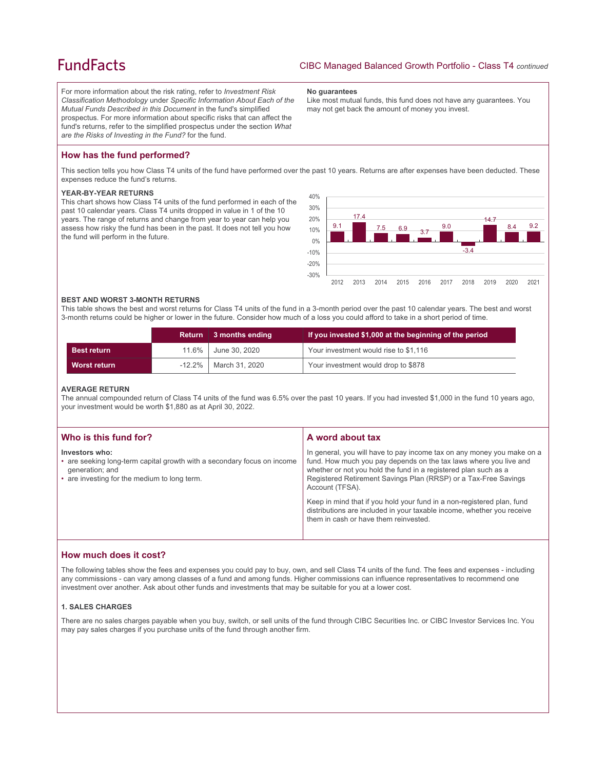For more information about the risk rating, refer to *Investment Risk Classification Methodology* under *Specific Information About Each of the Mutual Funds Described in this Document* in the fund's simplified prospectus. For more information about specific risks that can affect the fund's returns, refer to the simplified prospectus under the section *What are the Risks of Investing in the Fund?* for the fund.

**No guarantees**

Like most mutual funds, this fund does not have any guarantees. You may not get back the amount of money you invest.

## How has the fund performed?

This section tells you how Class T4 units of the fund have performed over the past 10 years. Returns are after expenses have been deducted. These expenses reduce the fund's returns.

### YEAR-BY-YEAR RETURNS

This chart shows how Class T4 units of the fund performed in each of the past 10 calendar years. Class T4 units dropped in value in 1 of the 10 years. The range of returns and change from year to year can help you assess how risky the fund has been in the past. It does not tell you how the fund will perform in the future.

| Year | 2012 | 2013 | 2014 | 2015 | 2016 | 2017 | 2018 | 2019 | 2020 | 2021 |
|---|---|---|---|---|---|---|---|---|---|---|
| Return (%) | 9.1 | 17.4 | 7.5 | 6.9 | 3.7 | 9.0 | -3.4 | 14.7 | 8.4 | 9.2 |

### BEST AND WORST 3-MONTH RETURNS

This table shows the best and worst returns for Class T4 units of the fund in a 3-month period over the past 10 calendar years. The best and worst 3-month returns could be higher or lower in the future. Consider how much of a loss you could afford to take in a short period of time.

| | Return | 3 months ending | If you invested $1,000 at the beginning of the period |
|---|---|---|---|
| **Best return** | 11.6% | June 30, 2020 | Your investment would rise to $1,116 |
| **Worst return** | -12.2% | March 31, 2020 | Your investment would drop to $878 |

### AVERAGE RETURN

The annual compounded return of Class T4 units of the fund was 6.5% over the past 10 years. If you had invested $1,000 in the fund 10 years ago, your investment would be worth $1,880 as at April 30, 2022.

## Who is this fund for?

**Investors who:**

- are seeking long-term capital growth with a secondary focus on income generation; and
- are investing for the medium to long term.

## A word about tax

In general, you will have to pay income tax on any money you make on a fund. How much you pay depends on the tax laws where you live and whether or not you hold the fund in a registered plan such as a Registered Retirement Savings Plan (RRSP) or a Tax-Free Savings Account (TFSA).

Keep in mind that if you hold your fund in a non-registered plan, fund distributions are included in your taxable income, whether you receive them in cash or have them reinvested.

## How much does it cost?

The following tables show the fees and expenses you could pay to buy, own, and sell Class T4 units of the fund. The fees and expenses - including any commissions - can vary among classes of a fund and among funds. Higher commissions can influence representatives to recommend one investment over another. Ask about other funds and investments that may be suitable for you at a lower cost.

### 1. SALES CHARGES

There are no sales charges payable when you buy, switch, or sell units of the fund through CIBC Securities Inc. or CIBC Investor Services Inc. You may pay sales charges if you purchase units of the fund through another firm.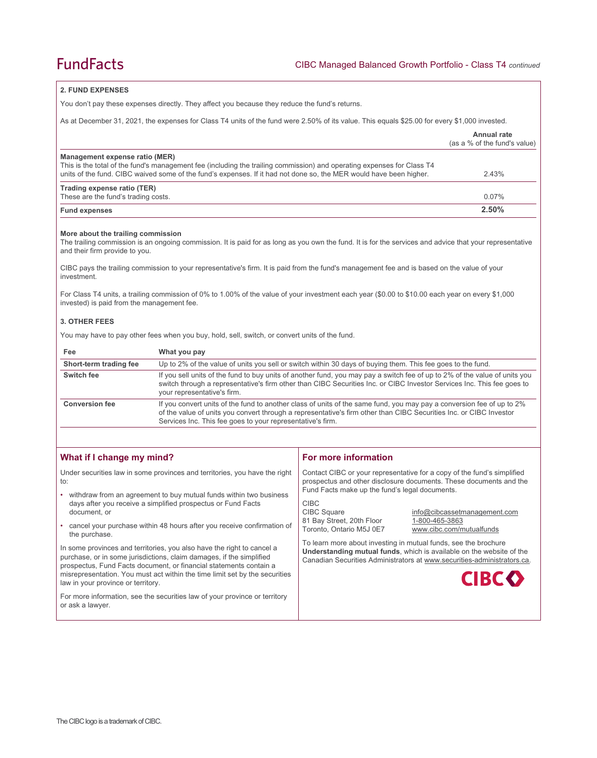### 2. FUND EXPENSES

You don't pay these expenses directly. They affect you because they reduce the fund's returns.

As at December 31, 2021, the expenses for Class T4 units of the fund were 2.50% of its value. This equals $25.00 for every $1,000 invested.

| | Annual rate (as a % of the fund's value) |
|---|---|
| **Management expense ratio (MER)** This is the total of the fund's management fee (including the trailing commission) and operating expenses for Class T4 units of the fund. CIBC waived some of the fund's expenses. If it had not done so, the MER would have been higher. | 2.43% |
| **Trading expense ratio (TER)** These are the fund's trading costs. | 0.07% |
| **Fund expenses** | **2.50%** |

**More about the trailing commission**
The trailing commission is an ongoing commission. It is paid for as long as you own the fund. It is for the services and advice that your representative and their firm provide to you.

CIBC pays the trailing commission to your representative's firm. It is paid from the fund's management fee and is based on the value of your investment.

For Class T4 units, a trailing commission of 0% to 1.00% of the value of your investment each year ($0.00 to $10.00 each year on every $1,000 invested) is paid from the management fee.

### 3. OTHER FEES

You may have to pay other fees when you buy, hold, sell, switch, or convert units of the fund.

| Fee | What you pay |
|---|---|
| **Short-term trading fee** | Up to 2% of the value of units you sell or switch within 30 days of buying them. This fee goes to the fund. |
| **Switch fee** | If you sell units of the fund to buy units of another fund, you may pay a switch fee of up to 2% of the value of units you switch through a representative's firm other than CIBC Securities Inc. or CIBC Investor Services Inc. This fee goes to your representative's firm. |
| **Conversion fee** | If you convert units of the fund to another class of units of the same fund, you may pay a conversion fee of up to 2% of the value of units you convert through a representative's firm other than CIBC Securities Inc. or CIBC Investor Services Inc. This fee goes to your representative's firm. |

## What if I change my mind?

Under securities law in some provinces and territories, you have the right to:

- withdraw from an agreement to buy mutual funds within two business days after you receive a simplified prospectus or Fund Facts document, or
- cancel your purchase within 48 hours after you receive confirmation of the purchase.

In some provinces and territories, you also have the right to cancel a purchase, or in some jurisdictions, claim damages, if the simplified prospectus, Fund Facts document, or financial statements contain a misrepresentation. You must act within the time limit set by the securities law in your province or territory.

For more information, see the securities law of your province or territory or ask a lawyer.

## For more information

Contact CIBC or your representative for a copy of the fund's simplified prospectus and other disclosure documents. These documents and the Fund Facts make up the fund's legal documents.

CIBC
CIBC Square
81 Bay Street, 20th Floor
Toronto, Ontario M5J 0E7

info@cibcassetmanagement.com
1-800-465-3863
www.cibc.com/mutualfunds

To learn more about investing in mutual funds, see the brochure **Understanding mutual funds**, which is available on the website of the Canadian Securities Administrators at www.securities-administrators.ca.

CIBC

The CIBC logo is a trademark of CIBC.